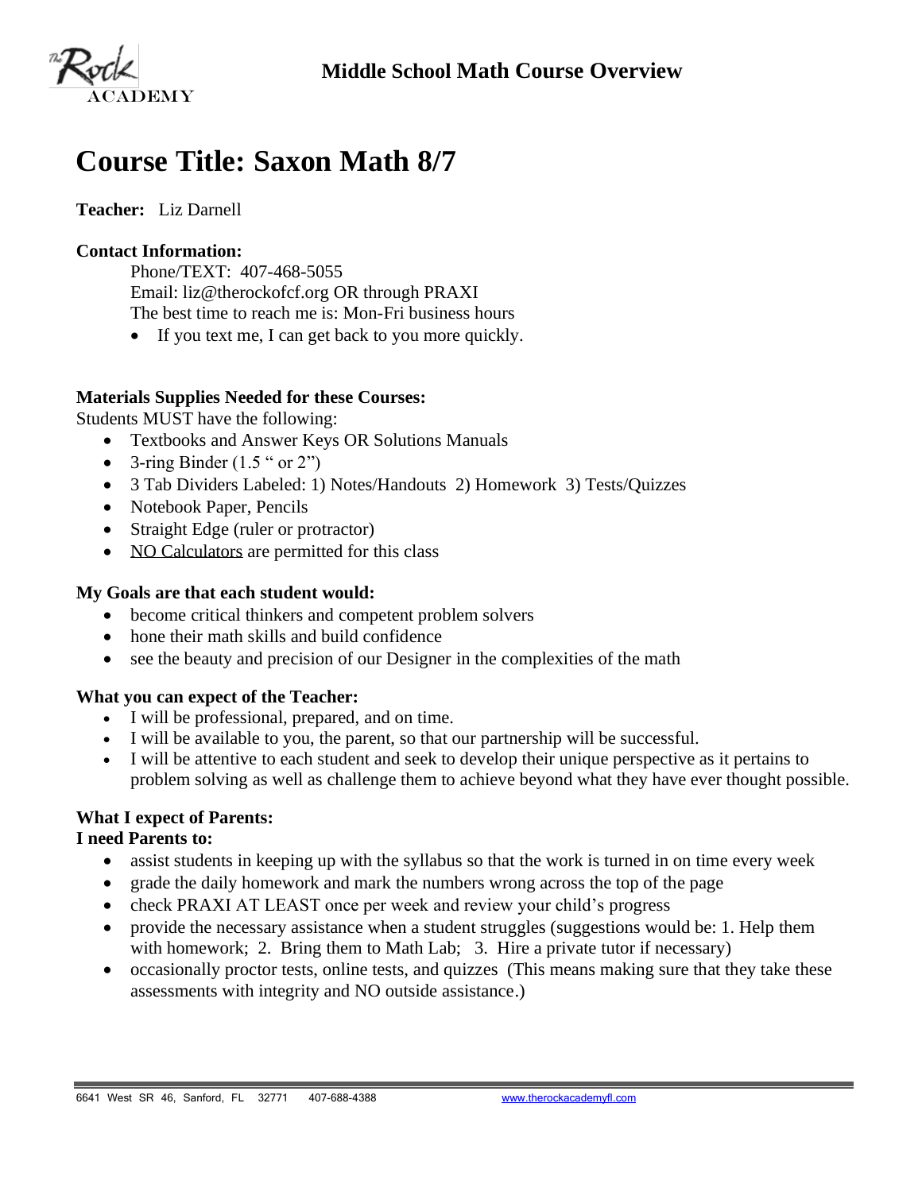The Rock ACADEMY

**Middle School Math Course Overview**

# Course Title: Saxon Math 8/7

**Teacher:** Liz Darnell

**Contact Information:**

Phone/TEXT: 407-468-5055
Email: liz@therockofcf.org OR through PRAXI
The best time to reach me is: Mon-Fri business hours

- If you text me, I can get back to you more quickly.

**Materials Supplies Needed for these Courses:**
Students MUST have the following:

- Textbooks and Answer Keys OR Solutions Manuals
- 3-ring Binder (1.5 " or 2")
- 3 Tab Dividers Labeled: 1) Notes/Handouts 2) Homework 3) Tests/Quizzes
- Notebook Paper, Pencils
- Straight Edge (ruler or protractor)
- NO Calculators are permitted for this class

**My Goals are that each student would:**

- become critical thinkers and competent problem solvers
- hone their math skills and build confidence
- see the beauty and precision of our Designer in the complexities of the math

**What you can expect of the Teacher:**

- I will be professional, prepared, and on time.
- I will be available to you, the parent, so that our partnership will be successful.
- I will be attentive to each student and seek to develop their unique perspective as it pertains to problem solving as well as challenge them to achieve beyond what they have ever thought possible.

**What I expect of Parents:**
**I need Parents to:**

- assist students in keeping up with the syllabus so that the work is turned in on time every week
- grade the daily homework and mark the numbers wrong across the top of the page
- check PRAXI AT LEAST once per week and review your child's progress
- provide the necessary assistance when a student struggles (suggestions would be: 1. Help them with homework; 2. Bring them to Math Lab; 3. Hire a private tutor if necessary)
- occasionally proctor tests, online tests, and quizzes (This means making sure that they take these assessments with integrity and NO outside assistance.)

6641 West SR 46, Sanford, FL 32771 407-688-4388 www.therockacademyfl.com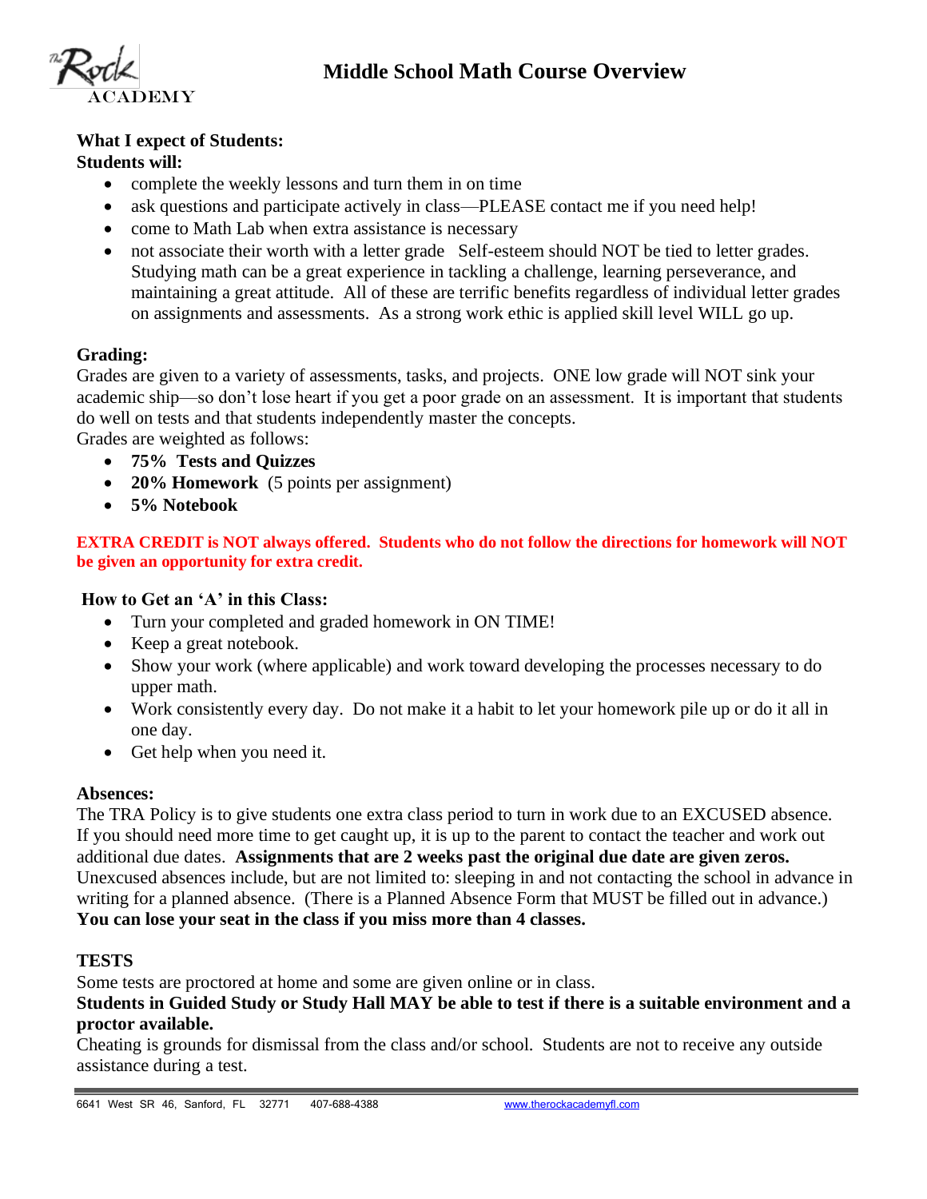# Middle School Math Course Overview

**What I expect of Students:**
**Students will:**

- complete the weekly lessons and turn them in on time
- ask questions and participate actively in class—PLEASE contact me if you need help!
- come to Math Lab when extra assistance is necessary
- not associate their worth with a letter grade   Self-esteem should NOT be tied to letter grades. Studying math can be a great experience in tackling a challenge, learning perseverance, and maintaining a great attitude. All of these are terrific benefits regardless of individual letter grades on assignments and assessments. As a strong work ethic is applied skill level WILL go up.

**Grading:**
Grades are given to a variety of assessments, tasks, and projects. ONE low grade will NOT sink your academic ship—so don't lose heart if you get a poor grade on an assessment. It is important that students do well on tests and that students independently master the concepts.
Grades are weighted as follows:

- **75%  Tests and Quizzes**
- **20% Homework**  (5 points per assignment)
- **5% Notebook**

**EXTRA CREDIT is NOT always offered. Students who do not follow the directions for homework will NOT be given an opportunity for extra credit.**

**How to Get an 'A' in this Class:**

- Turn your completed and graded homework in ON TIME!
- Keep a great notebook.
- Show your work (where applicable) and work toward developing the processes necessary to do upper math.
- Work consistently every day. Do not make it a habit to let your homework pile up or do it all in one day.
- Get help when you need it.

**Absences:**
The TRA Policy is to give students one extra class period to turn in work due to an EXCUSED absence. If you should need more time to get caught up, it is up to the parent to contact the teacher and work out additional due dates. **Assignments that are 2 weeks past the original due date are given zeros.** Unexcused absences include, but are not limited to: sleeping in and not contacting the school in advance in writing for a planned absence. (There is a Planned Absence Form that MUST be filled out in advance.)
**You can lose your seat in the class if you miss more than 4 classes.**

**TESTS**
Some tests are proctored at home and some are given online or in class.
**Students in Guided Study or Study Hall MAY be able to test if there is a suitable environment and a proctor available.**
Cheating is grounds for dismissal from the class and/or school. Students are not to receive any outside assistance during a test.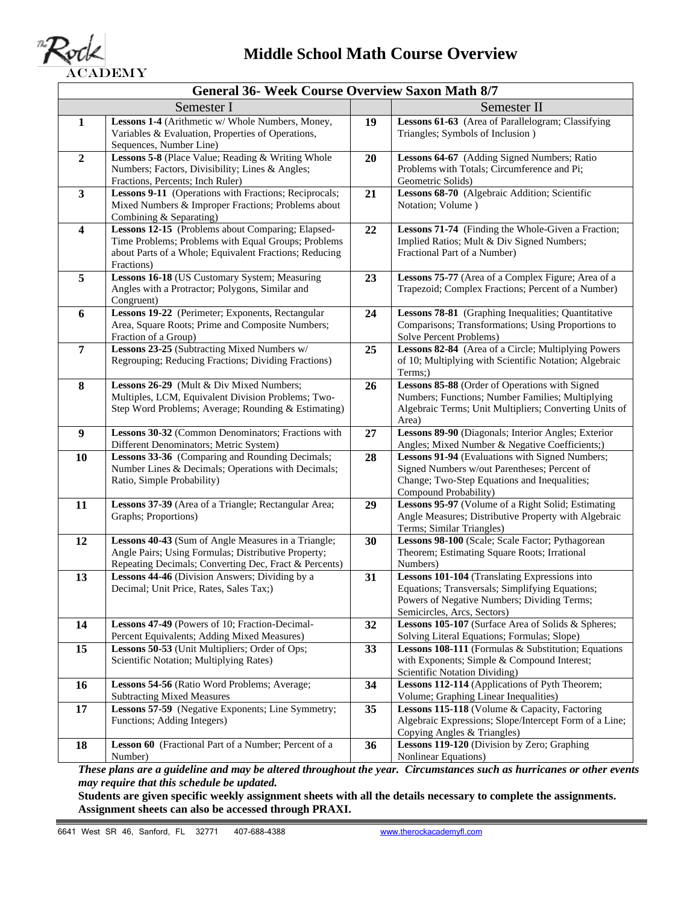# Middle School Math Course Overview

| General 36- Week Course Overview Saxon Math 8/7 | | | |
|---|---|---|---|
| Semester I | | | Semester II |
| **1** | **Lessons 1-4** (Arithmetic w/ Whole Numbers, Money, Variables & Evaluation, Properties of Operations, Sequences, Number Line) | **19** | **Lessons 61-63** (Area of Parallelogram; Classifying Triangles; Symbols of Inclusion ) |
| **2** | **Lessons 5-8** (Place Value; Reading & Writing Whole Numbers; Factors, Divisibility; Lines & Angles; Fractions, Percents; Inch Ruler) | **20** | **Lessons 64-67** (Adding Signed Numbers; Ratio Problems with Totals; Circumference and Pi; Geometric Solids) |
| **3** | **Lessons 9-11** (Operations with Fractions; Reciprocals; Mixed Numbers & Improper Fractions; Problems about Combining & Separating) | **21** | **Lessons 68-70** (Algebraic Addition; Scientific Notation; Volume ) |
| **4** | **Lessons 12-15** (Problems about Comparing; Elapsed-Time Problems; Problems with Equal Groups; Problems about Parts of a Whole; Equivalent Fractions; Reducing Fractions) | **22** | **Lessons 71-74** (Finding the Whole-Given a Fraction; Implied Ratios; Mult & Div Signed Numbers; Fractional Part of a Number) |
| **5** | **Lessons 16-18** (US Customary System; Measuring Angles with a Protractor; Polygons, Similar and Congruent) | **23** | **Lessons 75-77** (Area of a Complex Figure; Area of a Trapezoid; Complex Fractions; Percent of a Number) |
| **6** | **Lessons 19-22** (Perimeter; Exponents, Rectangular Area, Square Roots; Prime and Composite Numbers; Fraction of a Group) | **24** | **Lessons 78-81** (Graphing Inequalities; Quantitative Comparisons; Transformations; Using Proportions to Solve Percent Problems) |
| **7** | **Lessons 23-25** (Subtracting Mixed Numbers w/ Regrouping; Reducing Fractions; Dividing Fractions) | **25** | **Lessons 82-84** (Area of a Circle; Multiplying Powers of 10; Multiplying with Scientific Notation; Algebraic Terms;) |
| **8** | **Lessons 26-29** (Mult & Div Mixed Numbers; Multiples, LCM, Equivalent Division Problems; Two-Step Word Problems; Average; Rounding & Estimating) | **26** | **Lessons 85-88** (Order of Operations with Signed Numbers; Functions; Number Families; Multiplying Algebraic Terms; Unit Multipliers; Converting Units of Area) |
| **9** | **Lessons 30-32** (Common Denominators; Fractions with Different Denominators; Metric System) | **27** | **Lessons 89-90** (Diagonals; Interior Angles; Exterior Angles; Mixed Number & Negative Coefficients;) |
| **10** | **Lessons 33-36** (Comparing and Rounding Decimals; Number Lines & Decimals; Operations with Decimals; Ratio, Simple Probability) | **28** | **Lessons 91-94** (Evaluations with Signed Numbers; Signed Numbers w/out Parentheses; Percent of Change; Two-Step Equations and Inequalities; Compound Probability) |
| **11** | **Lessons 37-39** (Area of a Triangle; Rectangular Area; Graphs; Proportions) | **29** | **Lessons 95-97** (Volume of a Right Solid; Estimating Angle Measures; Distributive Property with Algebraic Terms; Similar Triangles) |
| **12** | **Lessons 40-43** (Sum of Angle Measures in a Triangle; Angle Pairs; Using Formulas; Distributive Property; Repeating Decimals; Converting Dec, Fract & Percents) | **30** | **Lessons 98-100** (Scale; Scale Factor; Pythagorean Theorem; Estimating Square Roots; Irrational Numbers) |
| **13** | **Lessons 44-46** (Division Answers; Dividing by a Decimal; Unit Price, Rates, Sales Tax;) | **31** | **Lessons 101-104** (Translating Expressions into Equations; Transversals; Simplifying Equations; Powers of Negative Numbers; Dividing Terms; Semicircles, Arcs, Sectors) |
| **14** | **Lessons 47-49** (Powers of 10; Fraction-Decimal-Percent Equivalents; Adding Mixed Measures) | **32** | **Lessons 105-107** (Surface Area of Solids & Spheres; Solving Literal Equations; Formulas; Slope) |
| **15** | **Lessons 50-53** (Unit Multipliers; Order of Ops; Scientific Notation; Multiplying Rates) | **33** | **Lessons 108-111** (Formulas & Substitution; Equations with Exponents; Simple & Compound Interest; Scientific Notation Dividing) |
| **16** | **Lessons 54-56** (Ratio Word Problems; Average; Subtracting Mixed Measures | **34** | **Lessons 112-114** (Applications of Pyth Theorem; Volume; Graphing Linear Inequalities) |
| **17** | **Lessons 57-59** (Negative Exponents; Line Symmetry; Functions; Adding Integers) | **35** | **Lessons 115-118** (Volume & Capacity, Factoring Algebraic Expressions; Slope/Intercept Form of a Line; Copying Angles & Triangles) |
| **18** | **Lesson 60** (Fractional Part of a Number; Percent of a Number) | **36** | **Lessons 119-120** (Division by Zero; Graphing Nonlinear Equations) |

***These plans are a guideline and may be altered throughout the year. Circumstances such as hurricanes or other events may require that this schedule be updated.***

**Students are given specific weekly assignment sheets with all the details necessary to complete the assignments. Assignment sheets can also be accessed through PRAXI.**

6641 West SR 46, Sanford, FL 32771 407-688-4388 www.therockacademyfl.com